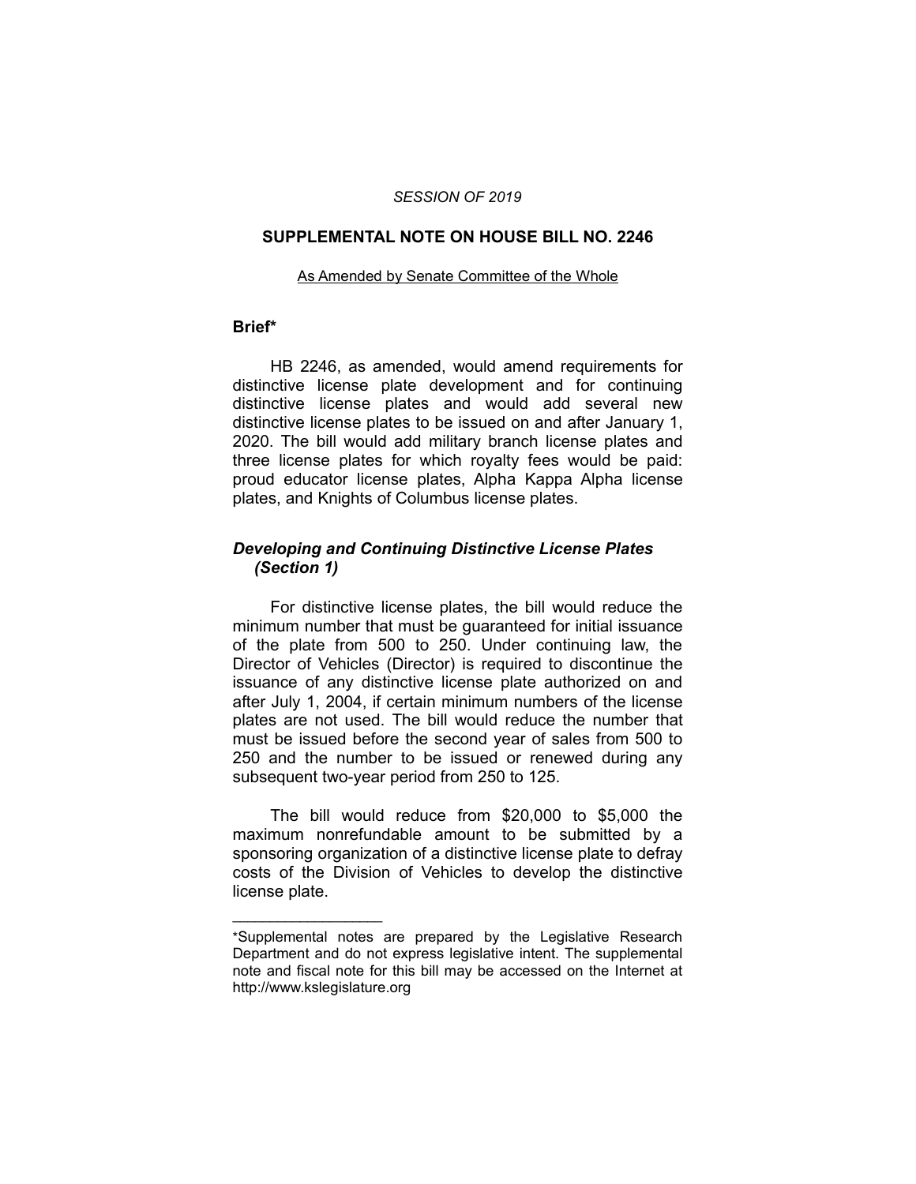*SESSION OF 2019*

## SUPPLEMENTAL NOTE ON HOUSE BILL NO. 2246

As Amended by Senate Committee of the Whole

### Brief*

HB 2246, as amended, would amend requirements for distinctive license plate development and for continuing distinctive license plates and would add several new distinctive license plates to be issued on and after January 1, 2020. The bill would add military branch license plates and three license plates for which royalty fees would be paid: proud educator license plates, Alpha Kappa Alpha license plates, and Knights of Columbus license plates.

### *Developing and Continuing Distinctive License Plates (Section 1)*

For distinctive license plates, the bill would reduce the minimum number that must be guaranteed for initial issuance of the plate from 500 to 250. Under continuing law, the Director of Vehicles (Director) is required to discontinue the issuance of any distinctive license plate authorized on and after July 1, 2004, if certain minimum numbers of the license plates are not used. The bill would reduce the number that must be issued before the second year of sales from 500 to 250 and the number to be issued or renewed during any subsequent two-year period from 250 to 125.

The bill would reduce from $20,000 to $5,000 the maximum nonrefundable amount to be submitted by a sponsoring organization of a distinctive license plate to defray costs of the Division of Vehicles to develop the distinctive license plate.

---

*Supplemental notes are prepared by the Legislative Research Department and do not express legislative intent. The supplemental note and fiscal note for this bill may be accessed on the Internet at http://www.kslegislature.org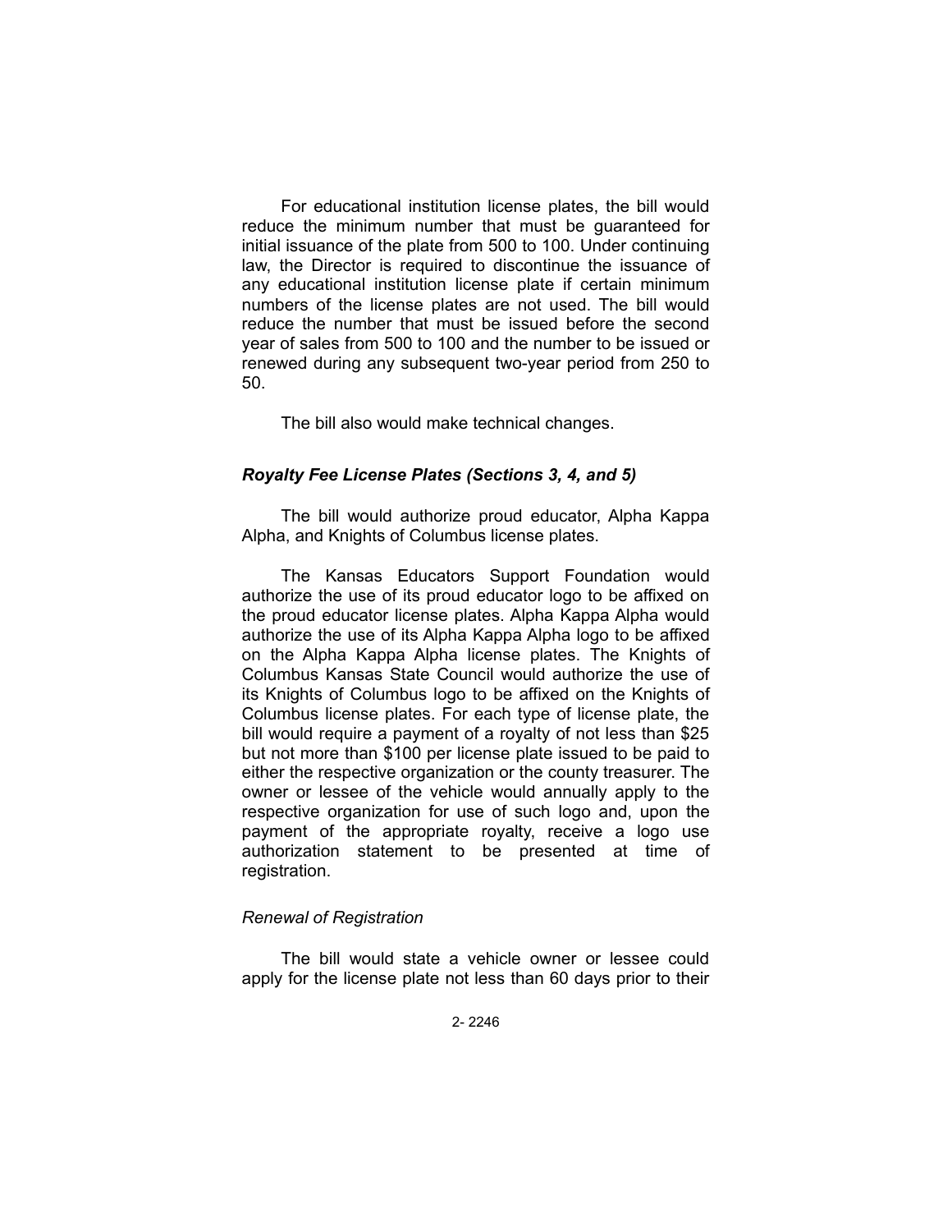For educational institution license plates, the bill would reduce the minimum number that must be guaranteed for initial issuance of the plate from 500 to 100. Under continuing law, the Director is required to discontinue the issuance of any educational institution license plate if certain minimum numbers of the license plates are not used. The bill would reduce the number that must be issued before the second year of sales from 500 to 100 and the number to be issued or renewed during any subsequent two-year period from 250 to 50.

The bill also would make technical changes.

### *Royalty Fee License Plates (Sections 3, 4, and 5)*

The bill would authorize proud educator, Alpha Kappa Alpha, and Knights of Columbus license plates.

The Kansas Educators Support Foundation would authorize the use of its proud educator logo to be affixed on the proud educator license plates. Alpha Kappa Alpha would authorize the use of its Alpha Kappa Alpha logo to be affixed on the Alpha Kappa Alpha license plates. The Knights of Columbus Kansas State Council would authorize the use of its Knights of Columbus logo to be affixed on the Knights of Columbus license plates. For each type of license plate, the bill would require a payment of a royalty of not less than $25 but not more than $100 per license plate issued to be paid to either the respective organization or the county treasurer. The owner or lessee of the vehicle would annually apply to the respective organization for use of such logo and, upon the payment of the appropriate royalty, receive a logo use authorization statement to be presented at time of registration.

#### *Renewal of Registration*

The bill would state a vehicle owner or lessee could apply for the license plate not less than 60 days prior to their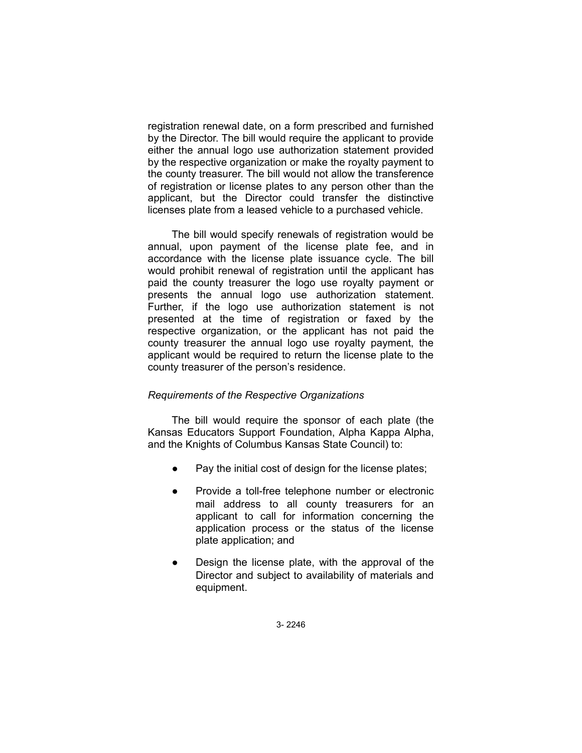registration renewal date, on a form prescribed and furnished by the Director. The bill would require the applicant to provide either the annual logo use authorization statement provided by the respective organization or make the royalty payment to the county treasurer. The bill would not allow the transference of registration or license plates to any person other than the applicant, but the Director could transfer the distinctive licenses plate from a leased vehicle to a purchased vehicle.

The bill would specify renewals of registration would be annual, upon payment of the license plate fee, and in accordance with the license plate issuance cycle. The bill would prohibit renewal of registration until the applicant has paid the county treasurer the logo use royalty payment or presents the annual logo use authorization statement. Further, if the logo use authorization statement is not presented at the time of registration or faxed by the respective organization, or the applicant has not paid the county treasurer the annual logo use royalty payment, the applicant would be required to return the license plate to the county treasurer of the person's residence.

*Requirements of the Respective Organizations*

The bill would require the sponsor of each plate (the Kansas Educators Support Foundation, Alpha Kappa Alpha, and the Knights of Columbus Kansas State Council) to:

- Pay the initial cost of design for the license plates;
- Provide a toll-free telephone number or electronic mail address to all county treasurers for an applicant to call for information concerning the application process or the status of the license plate application; and
- Design the license plate, with the approval of the Director and subject to availability of materials and equipment.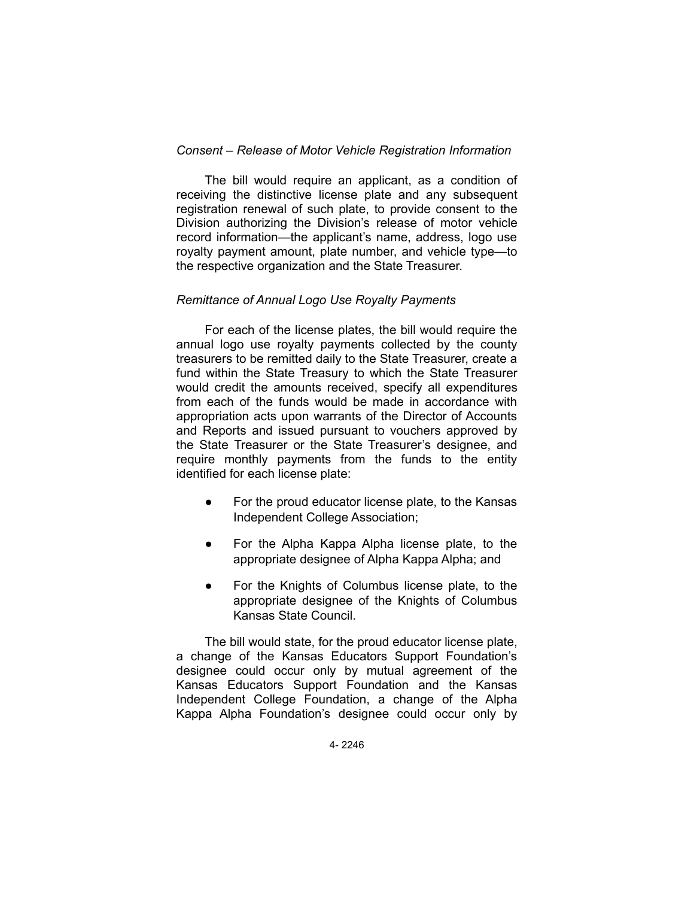*Consent – Release of Motor Vehicle Registration Information*

The bill would require an applicant, as a condition of receiving the distinctive license plate and any subsequent registration renewal of such plate, to provide consent to the Division authorizing the Division's release of motor vehicle record information—the applicant's name, address, logo use royalty payment amount, plate number, and vehicle type—to the respective organization and the State Treasurer.

*Remittance of Annual Logo Use Royalty Payments*

For each of the license plates, the bill would require the annual logo use royalty payments collected by the county treasurers to be remitted daily to the State Treasurer, create a fund within the State Treasury to which the State Treasurer would credit the amounts received, specify all expenditures from each of the funds would be made in accordance with appropriation acts upon warrants of the Director of Accounts and Reports and issued pursuant to vouchers approved by the State Treasurer or the State Treasurer's designee, and require monthly payments from the funds to the entity identified for each license plate:

- For the proud educator license plate, to the Kansas Independent College Association;
- For the Alpha Kappa Alpha license plate, to the appropriate designee of Alpha Kappa Alpha; and
- For the Knights of Columbus license plate, to the appropriate designee of the Knights of Columbus Kansas State Council.

The bill would state, for the proud educator license plate, a change of the Kansas Educators Support Foundation's designee could occur only by mutual agreement of the Kansas Educators Support Foundation and the Kansas Independent College Foundation, a change of the Alpha Kappa Alpha Foundation's designee could occur only by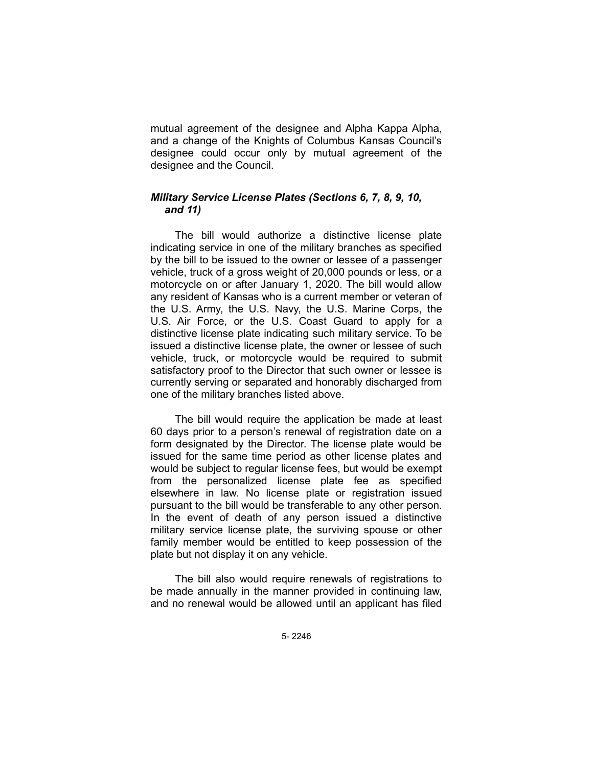mutual agreement of the designee and Alpha Kappa Alpha, and a change of the Knights of Columbus Kansas Council's designee could occur only by mutual agreement of the designee and the Council.

***Military Service License Plates (Sections 6, 7, 8, 9, 10, and 11)***

The bill would authorize a distinctive license plate indicating service in one of the military branches as specified by the bill to be issued to the owner or lessee of a passenger vehicle, truck of a gross weight of 20,000 pounds or less, or a motorcycle on or after January 1, 2020. The bill would allow any resident of Kansas who is a current member or veteran of the U.S. Army, the U.S. Navy, the U.S. Marine Corps, the U.S. Air Force, or the U.S. Coast Guard to apply for a distinctive license plate indicating such military service. To be issued a distinctive license plate, the owner or lessee of such vehicle, truck, or motorcycle would be required to submit satisfactory proof to the Director that such owner or lessee is currently serving or separated and honorably discharged from one of the military branches listed above.

The bill would require the application be made at least 60 days prior to a person's renewal of registration date on a form designated by the Director. The license plate would be issued for the same time period as other license plates and would be subject to regular license fees, but would be exempt from the personalized license plate fee as specified elsewhere in law. No license plate or registration issued pursuant to the bill would be transferable to any other person. In the event of death of any person issued a distinctive military service license plate, the surviving spouse or other family member would be entitled to keep possession of the plate but not display it on any vehicle.

The bill also would require renewals of registrations to be made annually in the manner provided in continuing law, and no renewal would be allowed until an applicant has filed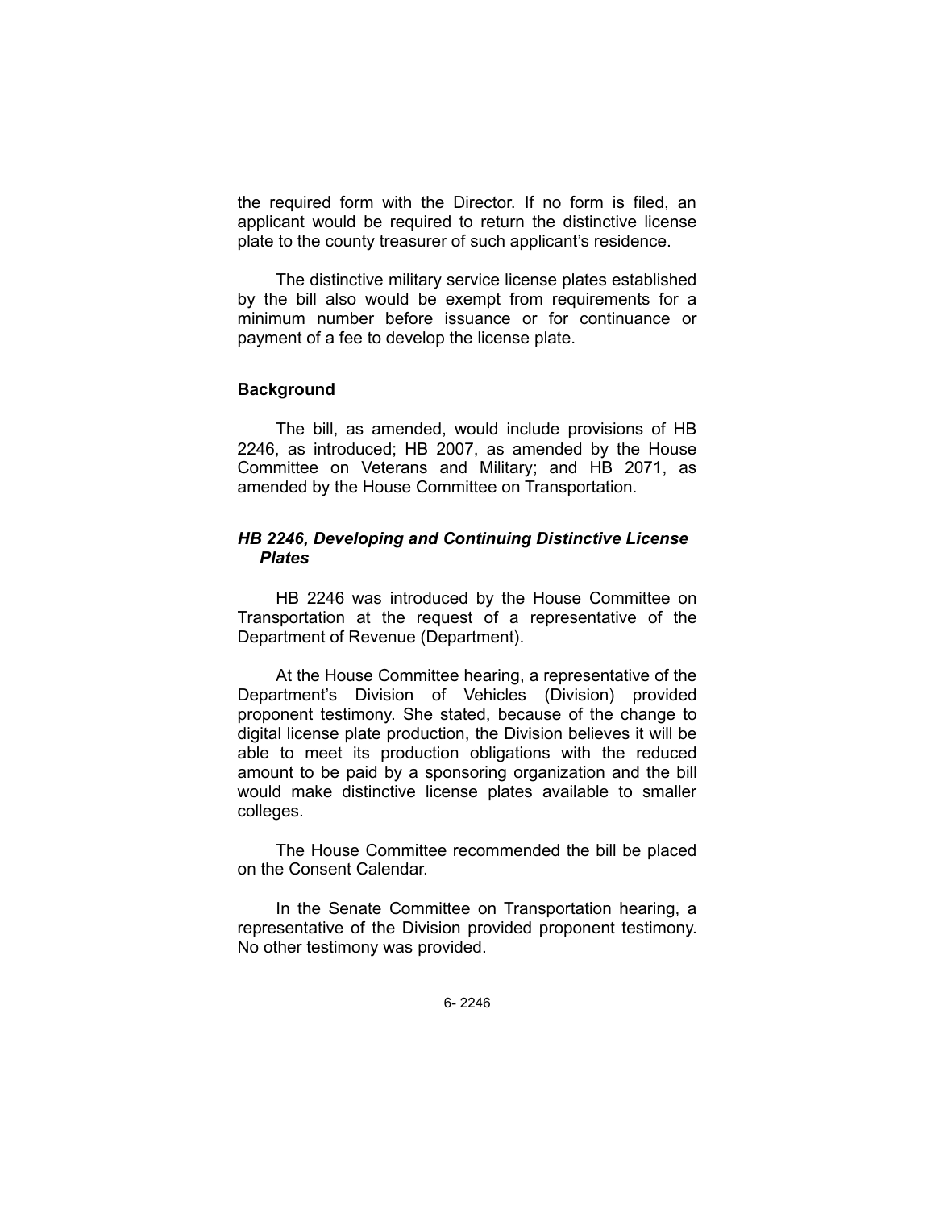the required form with the Director. If no form is filed, an applicant would be required to return the distinctive license plate to the county treasurer of such applicant's residence.

The distinctive military service license plates established by the bill also would be exempt from requirements for a minimum number before issuance or for continuance or payment of a fee to develop the license plate.

## Background

The bill, as amended, would include provisions of HB 2246, as introduced; HB 2007, as amended by the House Committee on Veterans and Military; and HB 2071, as amended by the House Committee on Transportation.

### *HB 2246, Developing and Continuing Distinctive License Plates*

HB 2246 was introduced by the House Committee on Transportation at the request of a representative of the Department of Revenue (Department).

At the House Committee hearing, a representative of the Department's Division of Vehicles (Division) provided proponent testimony. She stated, because of the change to digital license plate production, the Division believes it will be able to meet its production obligations with the reduced amount to be paid by a sponsoring organization and the bill would make distinctive license plates available to smaller colleges.

The House Committee recommended the bill be placed on the Consent Calendar.

In the Senate Committee on Transportation hearing, a representative of the Division provided proponent testimony. No other testimony was provided.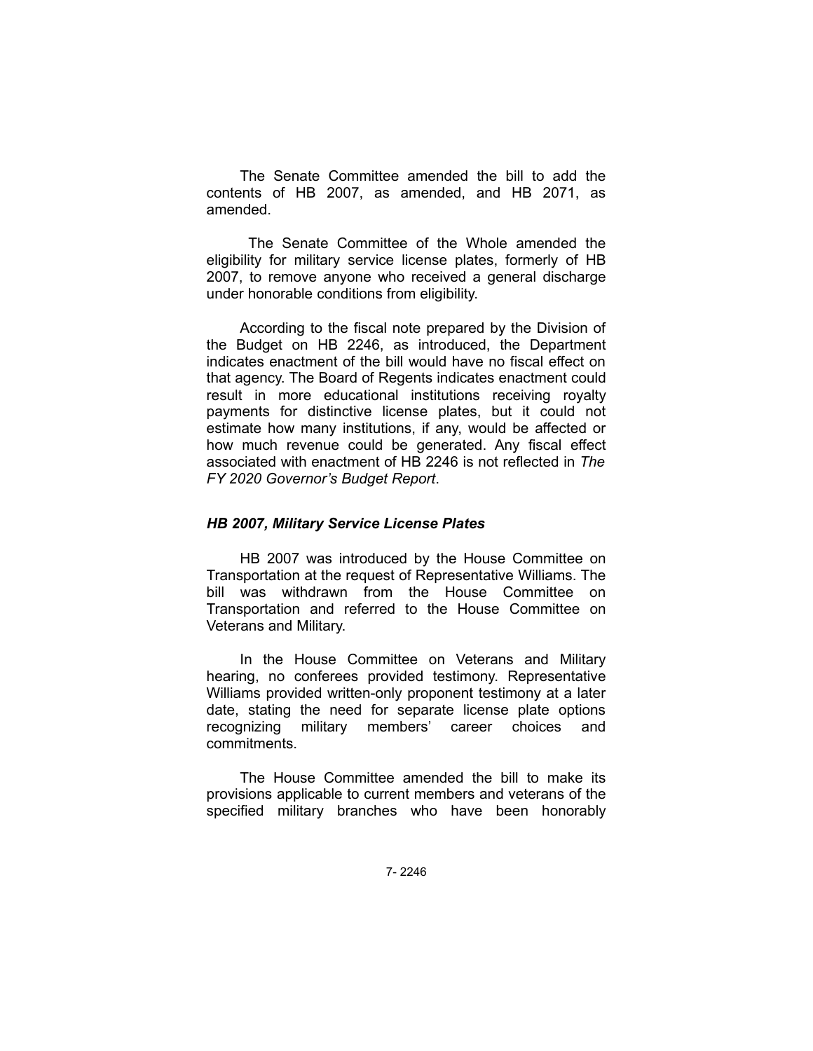The Senate Committee amended the bill to add the contents of HB 2007, as amended, and HB 2071, as amended.

The Senate Committee of the Whole amended the eligibility for military service license plates, formerly of HB 2007, to remove anyone who received a general discharge under honorable conditions from eligibility.

According to the fiscal note prepared by the Division of the Budget on HB 2246, as introduced, the Department indicates enactment of the bill would have no fiscal effect on that agency. The Board of Regents indicates enactment could result in more educational institutions receiving royalty payments for distinctive license plates, but it could not estimate how many institutions, if any, would be affected or how much revenue could be generated. Any fiscal effect associated with enactment of HB 2246 is not reflected in *The FY 2020 Governor's Budget Report*.

### *HB 2007, Military Service License Plates*

HB 2007 was introduced by the House Committee on Transportation at the request of Representative Williams. The bill was withdrawn from the House Committee on Transportation and referred to the House Committee on Veterans and Military.

In the House Committee on Veterans and Military hearing, no conferees provided testimony. Representative Williams provided written-only proponent testimony at a later date, stating the need for separate license plate options recognizing military members' career choices and commitments.

The House Committee amended the bill to make its provisions applicable to current members and veterans of the specified military branches who have been honorably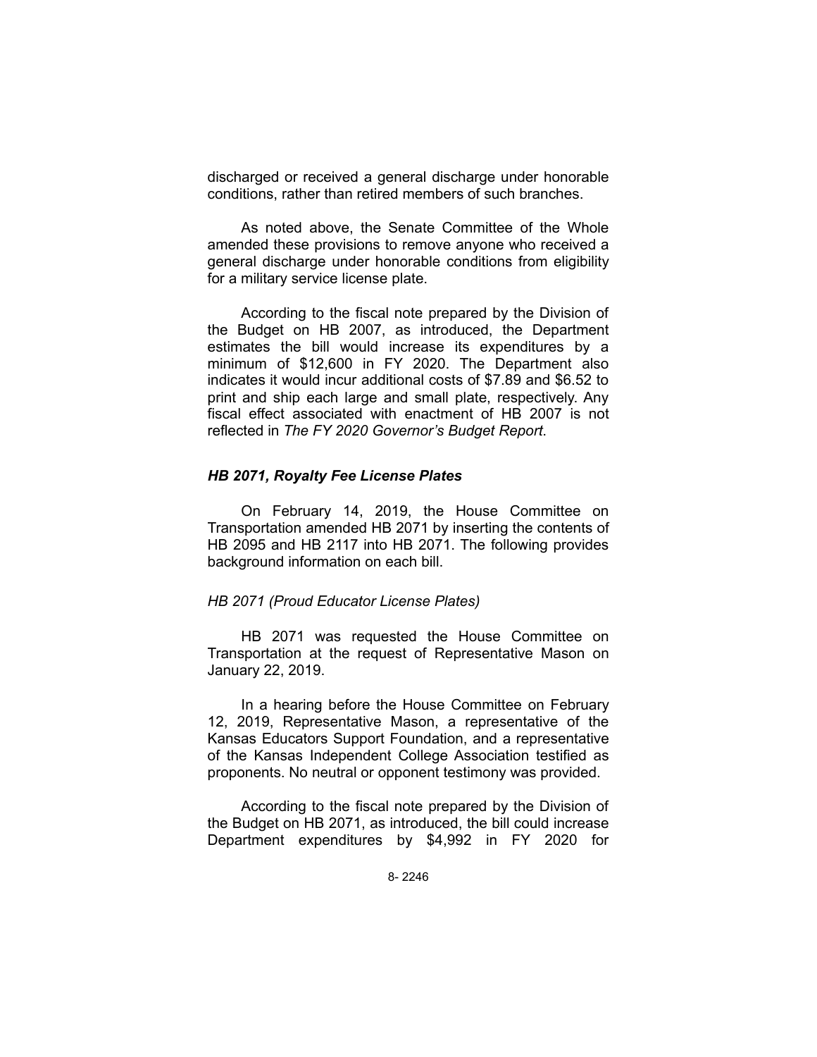discharged or received a general discharge under honorable conditions, rather than retired members of such branches.

As noted above, the Senate Committee of the Whole amended these provisions to remove anyone who received a general discharge under honorable conditions from eligibility for a military service license plate.

According to the fiscal note prepared by the Division of the Budget on HB 2007, as introduced, the Department estimates the bill would increase its expenditures by a minimum of $12,600 in FY 2020. The Department also indicates it would incur additional costs of $7.89 and $6.52 to print and ship each large and small plate, respectively. Any fiscal effect associated with enactment of HB 2007 is not reflected in *The FY 2020 Governor's Budget Report*.

### *HB 2071, Royalty Fee License Plates*

On February 14, 2019, the House Committee on Transportation amended HB 2071 by inserting the contents of HB 2095 and HB 2117 into HB 2071. The following provides background information on each bill.

#### *HB 2071 (Proud Educator License Plates)*

HB 2071 was requested the House Committee on Transportation at the request of Representative Mason on January 22, 2019.

In a hearing before the House Committee on February 12, 2019, Representative Mason, a representative of the Kansas Educators Support Foundation, and a representative of the Kansas Independent College Association testified as proponents. No neutral or opponent testimony was provided.

According to the fiscal note prepared by the Division of the Budget on HB 2071, as introduced, the bill could increase Department expenditures by $4,992 in FY 2020 for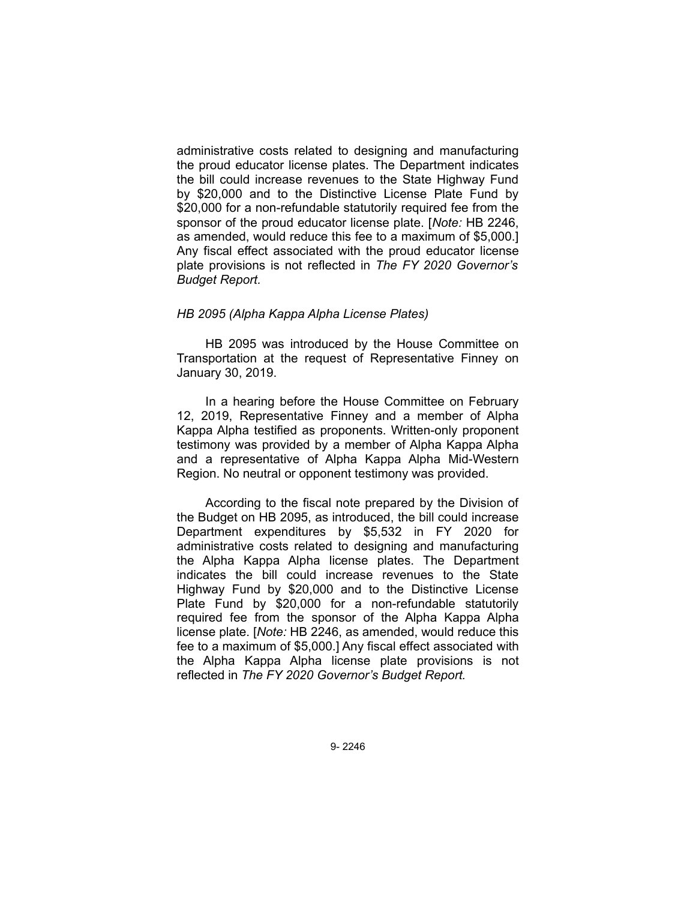administrative costs related to designing and manufacturing the proud educator license plates. The Department indicates the bill could increase revenues to the State Highway Fund by $20,000 and to the Distinctive License Plate Fund by $20,000 for a non-refundable statutorily required fee from the sponsor of the proud educator license plate. [*Note:* HB 2246, as amended, would reduce this fee to a maximum of $5,000.] Any fiscal effect associated with the proud educator license plate provisions is not reflected in *The FY 2020 Governor's Budget Report.*

*HB 2095 (Alpha Kappa Alpha License Plates)*

HB 2095 was introduced by the House Committee on Transportation at the request of Representative Finney on January 30, 2019.

In a hearing before the House Committee on February 12, 2019, Representative Finney and a member of Alpha Kappa Alpha testified as proponents. Written-only proponent testimony was provided by a member of Alpha Kappa Alpha and a representative of Alpha Kappa Alpha Mid-Western Region. No neutral or opponent testimony was provided.

According to the fiscal note prepared by the Division of the Budget on HB 2095, as introduced, the bill could increase Department expenditures by $5,532 in FY 2020 for administrative costs related to designing and manufacturing the Alpha Kappa Alpha license plates. The Department indicates the bill could increase revenues to the State Highway Fund by $20,000 and to the Distinctive License Plate Fund by $20,000 for a non-refundable statutorily required fee from the sponsor of the Alpha Kappa Alpha license plate. [*Note:* HB 2246, as amended, would reduce this fee to a maximum of $5,000.] Any fiscal effect associated with the Alpha Kappa Alpha license plate provisions is not reflected in *The FY 2020 Governor's Budget Report.*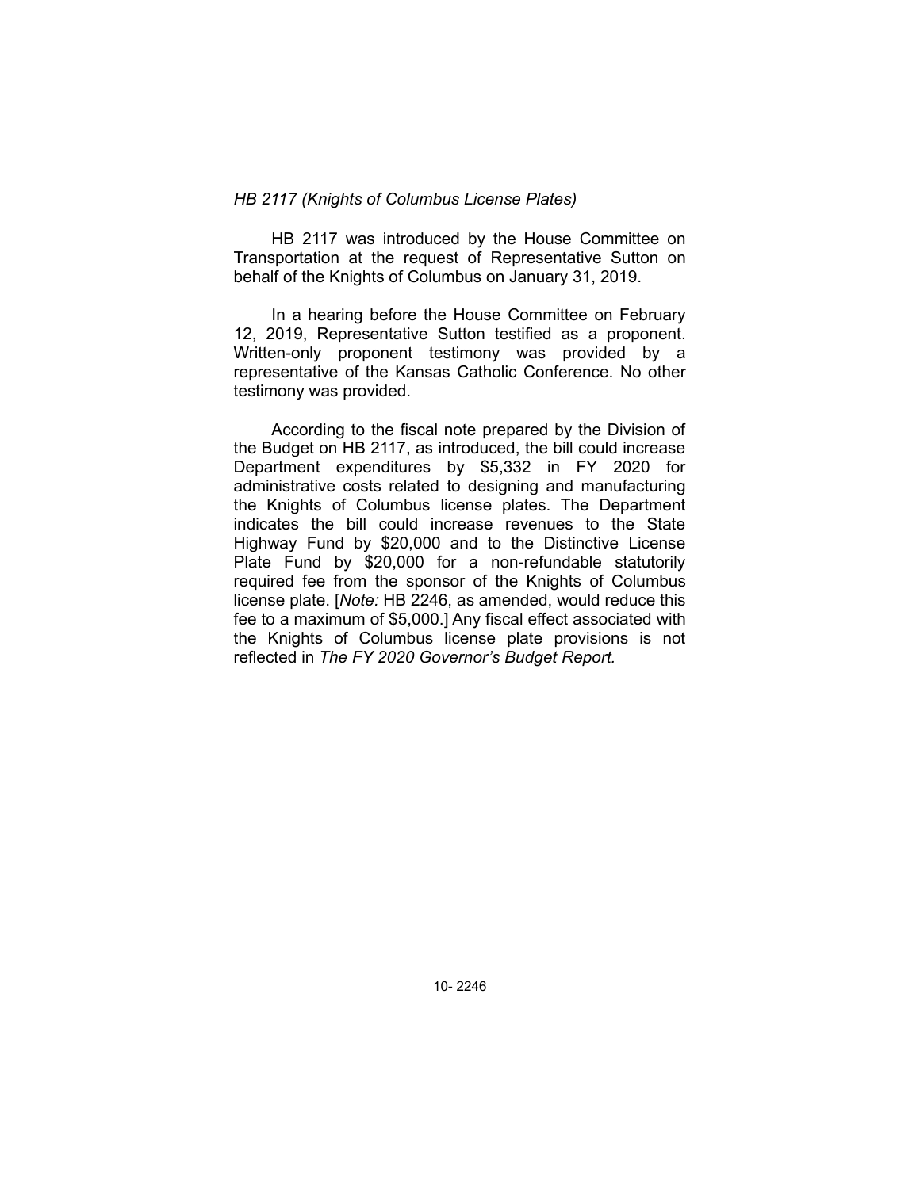*HB 2117 (Knights of Columbus License Plates)*

HB 2117 was introduced by the House Committee on Transportation at the request of Representative Sutton on behalf of the Knights of Columbus on January 31, 2019.

In a hearing before the House Committee on February 12, 2019, Representative Sutton testified as a proponent. Written-only proponent testimony was provided by a representative of the Kansas Catholic Conference. No other testimony was provided.

According to the fiscal note prepared by the Division of the Budget on HB 2117, as introduced, the bill could increase Department expenditures by $5,332 in FY 2020 for administrative costs related to designing and manufacturing the Knights of Columbus license plates. The Department indicates the bill could increase revenues to the State Highway Fund by $20,000 and to the Distinctive License Plate Fund by $20,000 for a non-refundable statutorily required fee from the sponsor of the Knights of Columbus license plate. [*Note:* HB 2246, as amended, would reduce this fee to a maximum of $5,000.] Any fiscal effect associated with the Knights of Columbus license plate provisions is not reflected in *The FY 2020 Governor's Budget Report.*